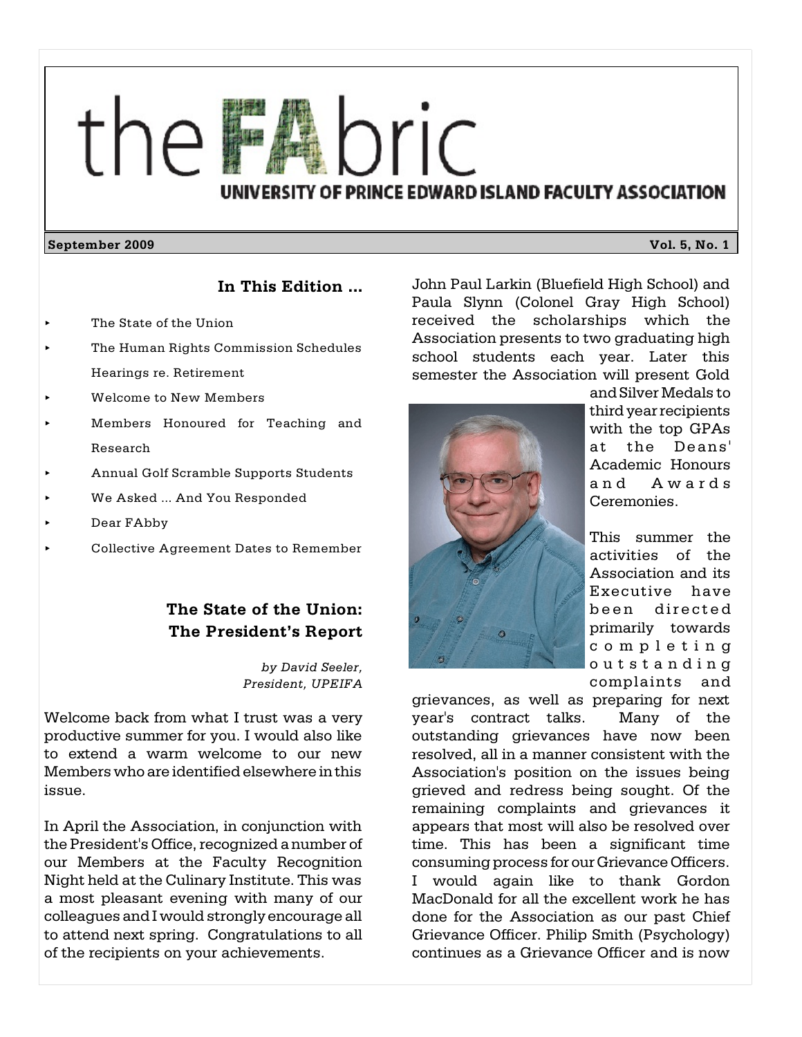# theFAbric

## UNIVERSITY OF PRINCE EDWARD ISLAND FACULTY ASSOCIATION

**September 2009** **Vol. 5, No. 1**

### In This Edition ...

- The State of the Union
- The Human Rights Commission Schedules Hearings re. Retirement
- Welcome to New Members
- Members Honoured for Teaching and Research
- Annual Golf Scramble Supports Students
- We Asked ... And You Responded
- Dear FAbby
- Collective Agreement Dates to Remember

## The State of the Union: The President's Report

*by David Seeler, President, UPEIFA*

Welcome back from what I trust was a very productive summer for you. I would also like to extend a warm welcome to our new Members who are identified elsewhere in this issue.

In April the Association, in conjunction with the President's Office, recognized a number of our Members at the Faculty Recognition Night held at the Culinary Institute. This was a most pleasant evening with many of our colleagues and I would strongly encourage all to attend next spring. Congratulations to all of the recipients on your achievements.

John Paul Larkin (Bluefield High School) and Paula Slynn (Colonel Gray High School) received the scholarships which the Association presents to two graduating high school students each year. Later this semester the Association will present Gold and Silver Medals to third year recipients with the top GPAs at the Deans' Academic Honours and Awards Ceremonies.

This summer the activities of the Association and its Executive have been directed primarily towards completing outstanding complaints and grievances, as well as preparing for next year's contract talks. Many of the outstanding grievances have now been resolved, all in a manner consistent with the Association's position on the issues being grieved and redress being sought. Of the remaining complaints and grievances it appears that most will also be resolved over time. This has been a significant time consuming process for our Grievance Officers. I would again like to thank Gordon MacDonald for all the excellent work he has done for the Association as our past Chief Grievance Officer. Philip Smith (Psychology) continues as a Grievance Officer and is now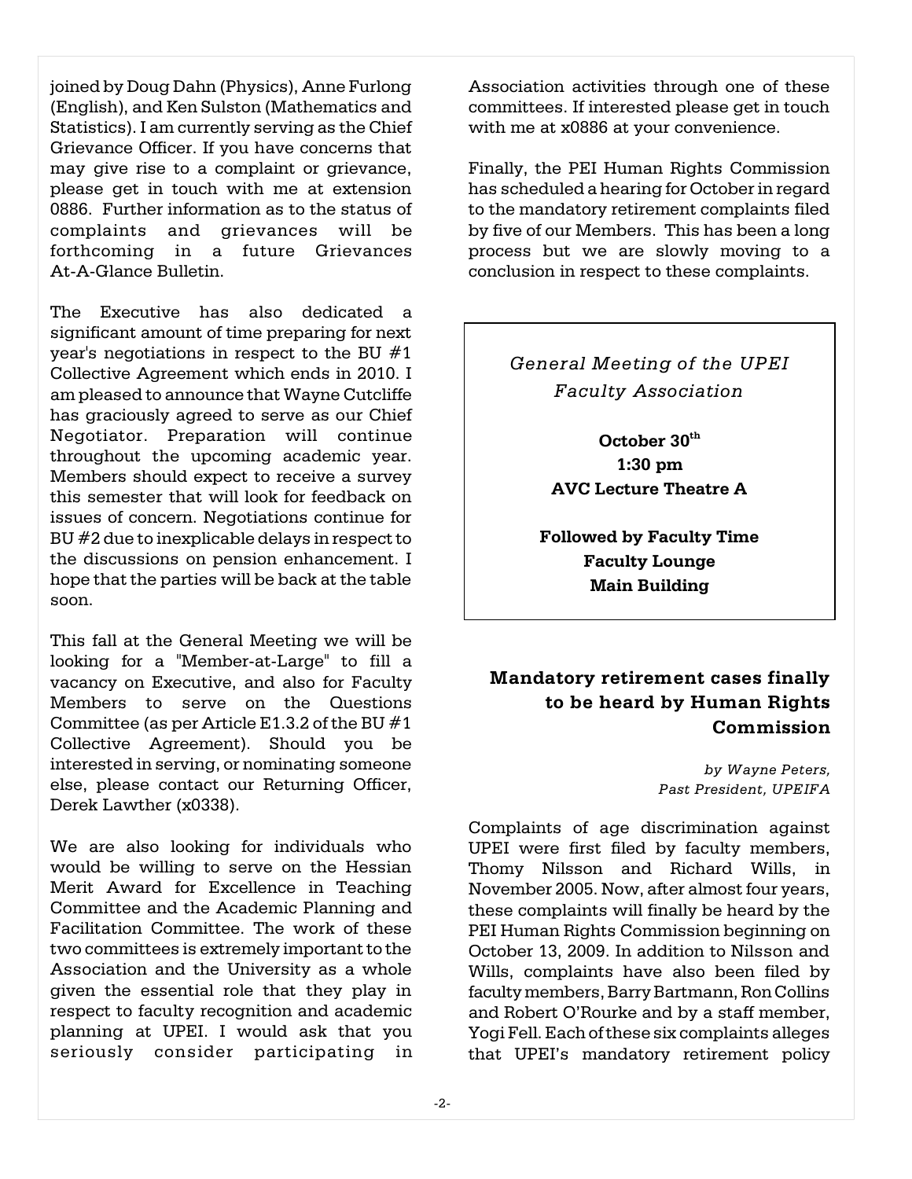joined by Doug Dahn (Physics), Anne Furlong (English), and Ken Sulston (Mathematics and Statistics). I am currently serving as the Chief Grievance Officer. If you have concerns that may give rise to a complaint or grievance, please get in touch with me at extension 0886. Further information as to the status of complaints and grievances will be forthcoming in a future Grievances At-A-Glance Bulletin.

The Executive has also dedicated a significant amount of time preparing for next year's negotiations in respect to the BU #1 Collective Agreement which ends in 2010. I am pleased to announce that Wayne Cutcliffe has graciously agreed to serve as our Chief Negotiator. Preparation will continue throughout the upcoming academic year. Members should expect to receive a survey this semester that will look for feedback on issues of concern. Negotiations continue for BU #2 due to inexplicable delays in respect to the discussions on pension enhancement. I hope that the parties will be back at the table soon.

This fall at the General Meeting we will be looking for a "Member-at-Large" to fill a vacancy on Executive, and also for Faculty Members to serve on the Questions Committee (as per Article E1.3.2 of the BU #1 Collective Agreement). Should you be interested in serving, or nominating someone else, please contact our Returning Officer, Derek Lawther (x0338).

We are also looking for individuals who would be willing to serve on the Hessian Merit Award for Excellence in Teaching Committee and the Academic Planning and Facilitation Committee. The work of these two committees is extremely important to the Association and the University as a whole given the essential role that they play in respect to faculty recognition and academic planning at UPEI. I would ask that you seriously consider participating in Association activities through one of these committees. If interested please get in touch with me at x0886 at your convenience.

Finally, the PEI Human Rights Commission has scheduled a hearing for October in regard to the mandatory retirement complaints filed by five of our Members. This has been a long process but we are slowly moving to a conclusion in respect to these complaints.

*General Meeting of the UPEI Faculty Association*

**October 30th**
**1:30 pm**
**AVC Lecture Theatre A**

**Followed by Faculty Time**
**Faculty Lounge**
**Main Building**

## Mandatory retirement cases finally to be heard by Human Rights Commission

*by Wayne Peters, Past President, UPEIFA*

Complaints of age discrimination against UPEI were first filed by faculty members, Thomy Nilsson and Richard Wills, in November 2005. Now, after almost four years, these complaints will finally be heard by the PEI Human Rights Commission beginning on October 13, 2009. In addition to Nilsson and Wills, complaints have also been filed by faculty members, Barry Bartmann, Ron Collins and Robert O'Rourke and by a staff member, Yogi Fell. Each of these six complaints alleges that UPEI's mandatory retirement policy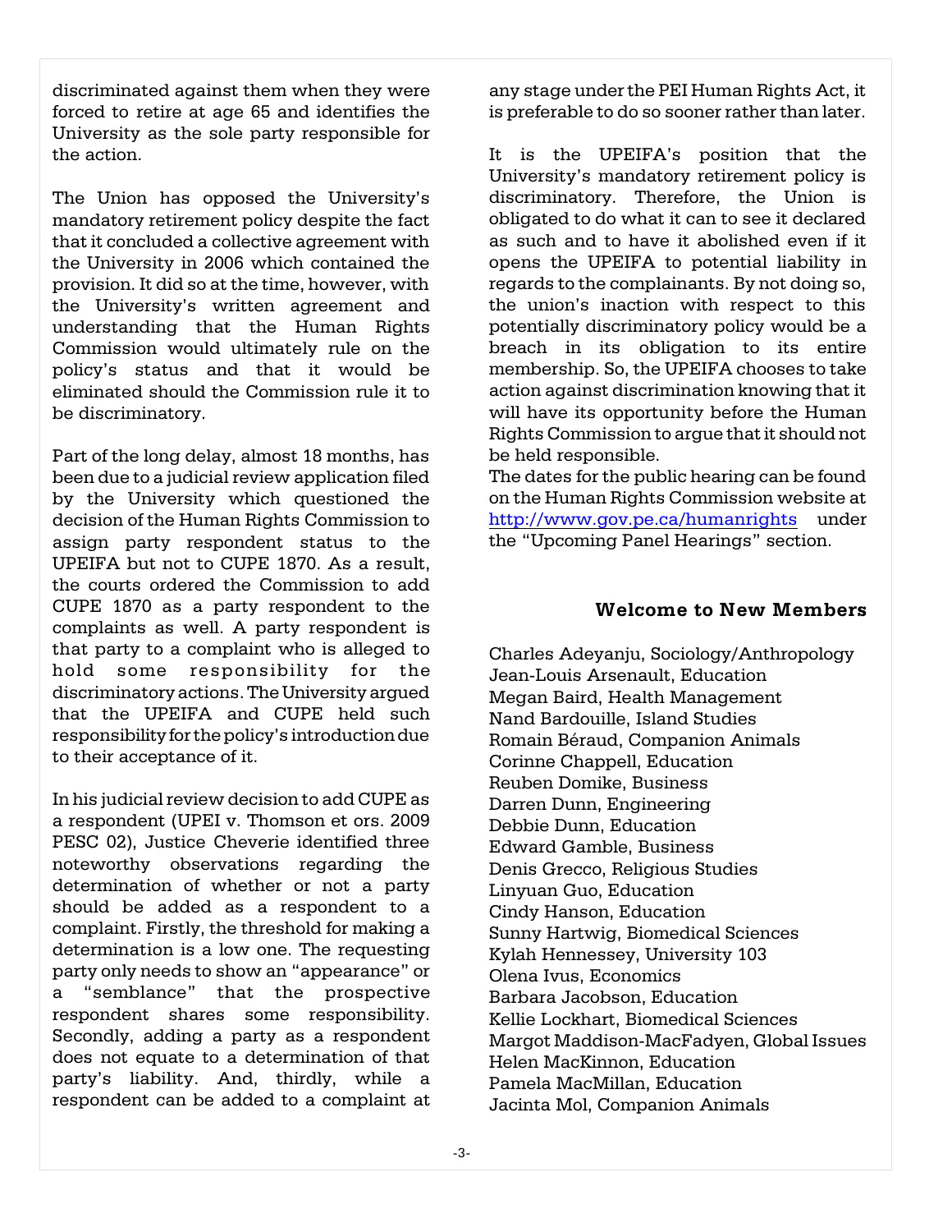discriminated against them when they were forced to retire at age 65 and identifies the University as the sole party responsible for the action.

The Union has opposed the University's mandatory retirement policy despite the fact that it concluded a collective agreement with the University in 2006 which contained the provision. It did so at the time, however, with the University's written agreement and understanding that the Human Rights Commission would ultimately rule on the policy's status and that it would be eliminated should the Commission rule it to be discriminatory.

Part of the long delay, almost 18 months, has been due to a judicial review application filed by the University which questioned the decision of the Human Rights Commission to assign party respondent status to the UPEIFA but not to CUPE 1870. As a result, the courts ordered the Commission to add CUPE 1870 as a party respondent to the complaints as well. A party respondent is that party to a complaint who is alleged to hold some responsibility for the discriminatory actions. The University argued that the UPEIFA and CUPE held such responsibility for the policy's introduction due to their acceptance of it.

In his judicial review decision to add CUPE as a respondent (UPEI v. Thomson et ors. 2009 PESC 02), Justice Cheverie identified three noteworthy observations regarding the determination of whether or not a party should be added as a respondent to a complaint. Firstly, the threshold for making a determination is a low one. The requesting party only needs to show an "appearance" or a "semblance" that the prospective respondent shares some responsibility. Secondly, adding a party as a respondent does not equate to a determination of that party's liability. And, thirdly, while a respondent can be added to a complaint at any stage under the PEI Human Rights Act, it is preferable to do so sooner rather than later.

It is the UPEIFA's position that the University's mandatory retirement policy is discriminatory. Therefore, the Union is obligated to do what it can to see it declared as such and to have it abolished even if it opens the UPEIFA to potential liability in regards to the complainants. By not doing so, the union's inaction with respect to this potentially discriminatory policy would be a breach in its obligation to its entire membership. So, the UPEIFA chooses to take action against discrimination knowing that it will have its opportunity before the Human Rights Commission to argue that it should not be held responsible.

The dates for the public hearing can be found on the Human Rights Commission website at http://www.gov.pe.ca/humanrights under the "Upcoming Panel Hearings" section.

## Welcome to New Members

Charles Adeyanju, Sociology/Anthropology
Jean-Louis Arsenault, Education
Megan Baird, Health Management
Nand Bardouille, Island Studies
Romain Béraud, Companion Animals
Corinne Chappell, Education
Reuben Domike, Business
Darren Dunn, Engineering
Debbie Dunn, Education
Edward Gamble, Business
Denis Grecco, Religious Studies
Linyuan Guo, Education
Cindy Hanson, Education
Sunny Hartwig, Biomedical Sciences
Kylah Hennessey, University 103
Olena Ivus, Economics
Barbara Jacobson, Education
Kellie Lockhart, Biomedical Sciences
Margot Maddison-MacFadyen, Global Issues
Helen MacKinnon, Education
Pamela MacMillan, Education
Jacinta Mol, Companion Animals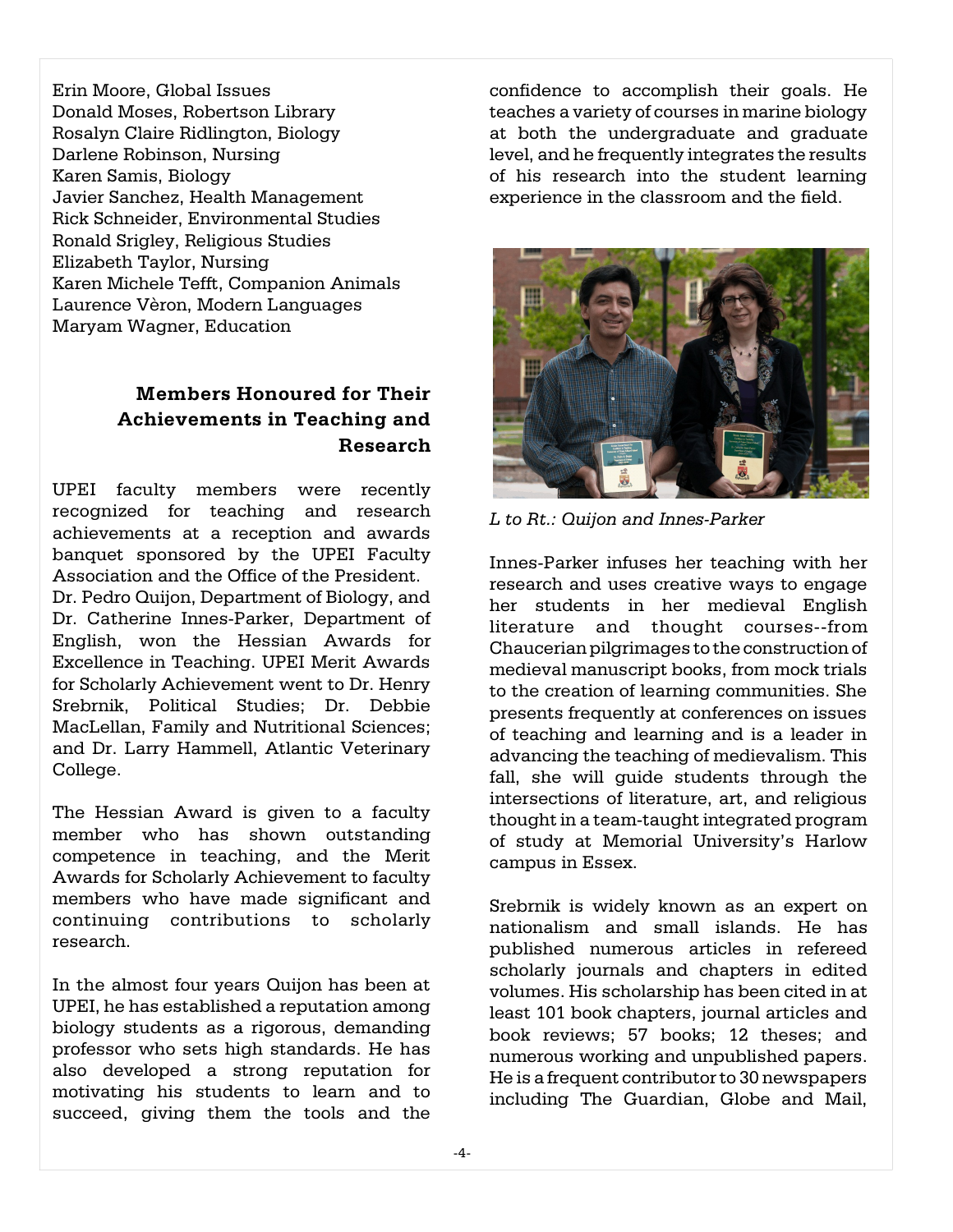Erin Moore, Global Issues
Donald Moses, Robertson Library
Rosalyn Claire Ridlington, Biology
Darlene Robinson, Nursing
Karen Samis, Biology
Javier Sanchez, Health Management
Rick Schneider, Environmental Studies
Ronald Srigley, Religious Studies
Elizabeth Taylor, Nursing
Karen Michele Tefft, Companion Animals
Laurence Vèron, Modern Languages
Maryam Wagner, Education

## Members Honoured for Their Achievements in Teaching and Research

UPEI faculty members were recently recognized for teaching and research achievements at a reception and awards banquet sponsored by the UPEI Faculty Association and the Office of the President. Dr. Pedro Quijon, Department of Biology, and Dr. Catherine Innes-Parker, Department of English, won the Hessian Awards for Excellence in Teaching. UPEI Merit Awards for Scholarly Achievement went to Dr. Henry Srebrnik, Political Studies; Dr. Debbie MacLellan, Family and Nutritional Sciences; and Dr. Larry Hammell, Atlantic Veterinary College.

The Hessian Award is given to a faculty member who has shown outstanding competence in teaching, and the Merit Awards for Scholarly Achievement to faculty members who have made significant and continuing contributions to scholarly research.

In the almost four years Quijon has been at UPEI, he has established a reputation among biology students as a rigorous, demanding professor who sets high standards. He has also developed a strong reputation for motivating his students to learn and to succeed, giving them the tools and the confidence to accomplish their goals. He teaches a variety of courses in marine biology at both the undergraduate and graduate level, and he frequently integrates the results of his research into the student learning experience in the classroom and the field.

*L to Rt.: Quijon and Innes-Parker*

Innes-Parker infuses her teaching with her research and uses creative ways to engage her students in her medieval English literature and thought courses--from Chaucerian pilgrimages to the construction of medieval manuscript books, from mock trials to the creation of learning communities. She presents frequently at conferences on issues of teaching and learning and is a leader in advancing the teaching of medievalism. This fall, she will guide students through the intersections of literature, art, and religious thought in a team-taught integrated program of study at Memorial University's Harlow campus in Essex.

Srebrnik is widely known as an expert on nationalism and small islands. He has published numerous articles in refereed scholarly journals and chapters in edited volumes. His scholarship has been cited in at least 101 book chapters, journal articles and book reviews; 57 books; 12 theses; and numerous working and unpublished papers. He is a frequent contributor to 30 newspapers including The Guardian, Globe and Mail,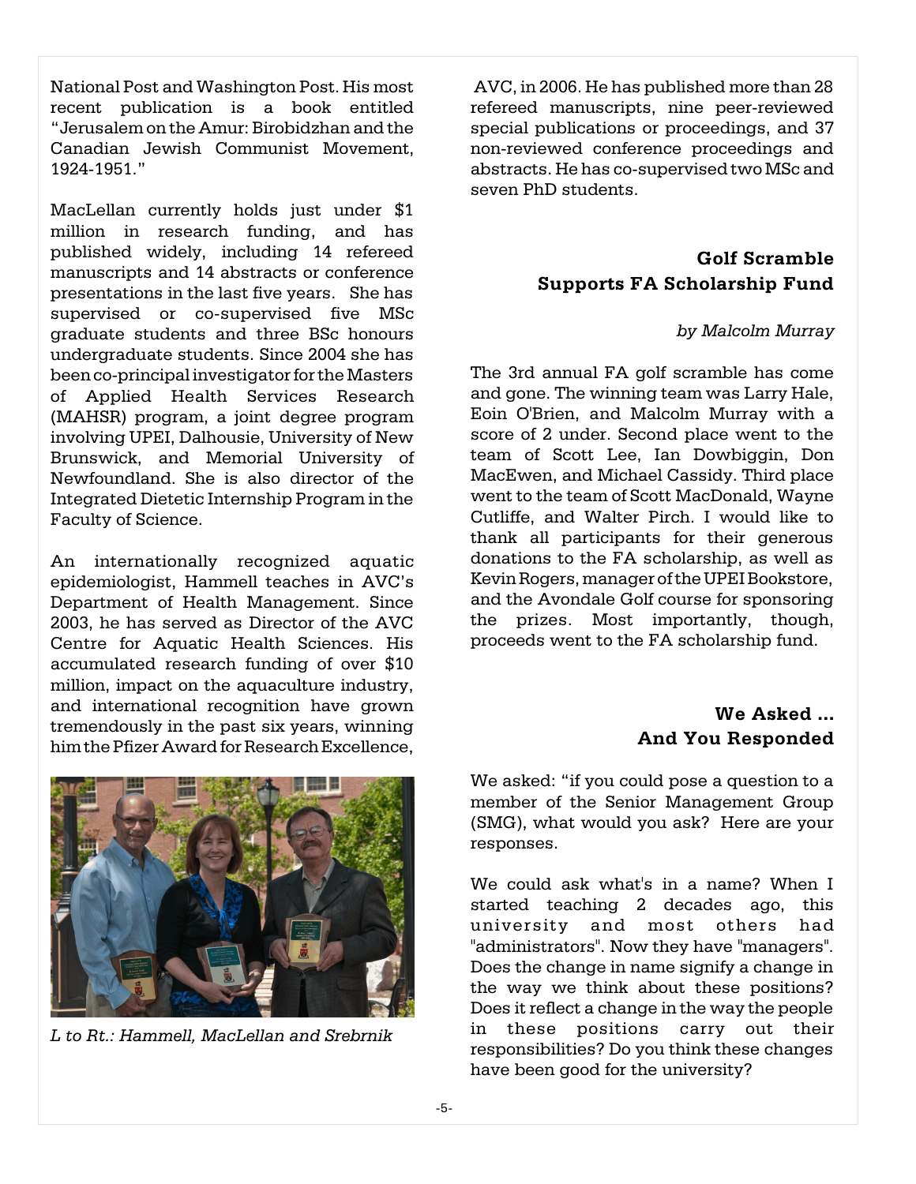National Post and Washington Post. His most recent publication is a book entitled "Jerusalem on the Amur: Birobidzhan and the Canadian Jewish Communist Movement, 1924-1951."

MacLellan currently holds just under $1 million in research funding, and has published widely, including 14 refereed manuscripts and 14 abstracts or conference presentations in the last five years. She has supervised or co-supervised five MSc graduate students and three BSc honours undergraduate students. Since 2004 she has been co-principal investigator for the Masters of Applied Health Services Research (MAHSR) program, a joint degree program involving UPEI, Dalhousie, University of New Brunswick, and Memorial University of Newfoundland. She is also director of the Integrated Dietetic Internship Program in the Faculty of Science.

An internationally recognized aquatic epidemiologist, Hammell teaches in AVC's Department of Health Management. Since 2003, he has served as Director of the AVC Centre for Aquatic Health Sciences. His accumulated research funding of over $10 million, impact on the aquaculture industry, and international recognition have grown tremendously in the past six years, winning him the Pfizer Award for Research Excellence, AVC, in 2006. He has published more than 28 refereed manuscripts, nine peer-reviewed special publications or proceedings, and 37 non-reviewed conference proceedings and abstracts. He has co-supervised two MSc and seven PhD students.

*L to Rt.: Hammell, MacLellan and Srebrnik*

## Golf Scramble Supports FA Scholarship Fund

*by Malcolm Murray*

The 3rd annual FA golf scramble has come and gone. The winning team was Larry Hale, Eoin O'Brien, and Malcolm Murray with a score of 2 under. Second place went to the team of Scott Lee, Ian Dowbiggin, Don MacEwen, and Michael Cassidy. Third place went to the team of Scott MacDonald, Wayne Cutliffe, and Walter Pirch. I would like to thank all participants for their generous donations to the FA scholarship, as well as Kevin Rogers, manager of the UPEI Bookstore, and the Avondale Golf course for sponsoring the prizes. Most importantly, though, proceeds went to the FA scholarship fund.

## We Asked ... And You Responded

We asked: "if you could pose a question to a member of the Senior Management Group (SMG), what would you ask? Here are your responses.

We could ask what's in a name? When I started teaching 2 decades ago, this university and most others had "administrators". Now they have "managers". Does the change in name signify a change in the way we think about these positions? Does it reflect a change in the way the people in these positions carry out their responsibilities? Do you think these changes have been good for the university?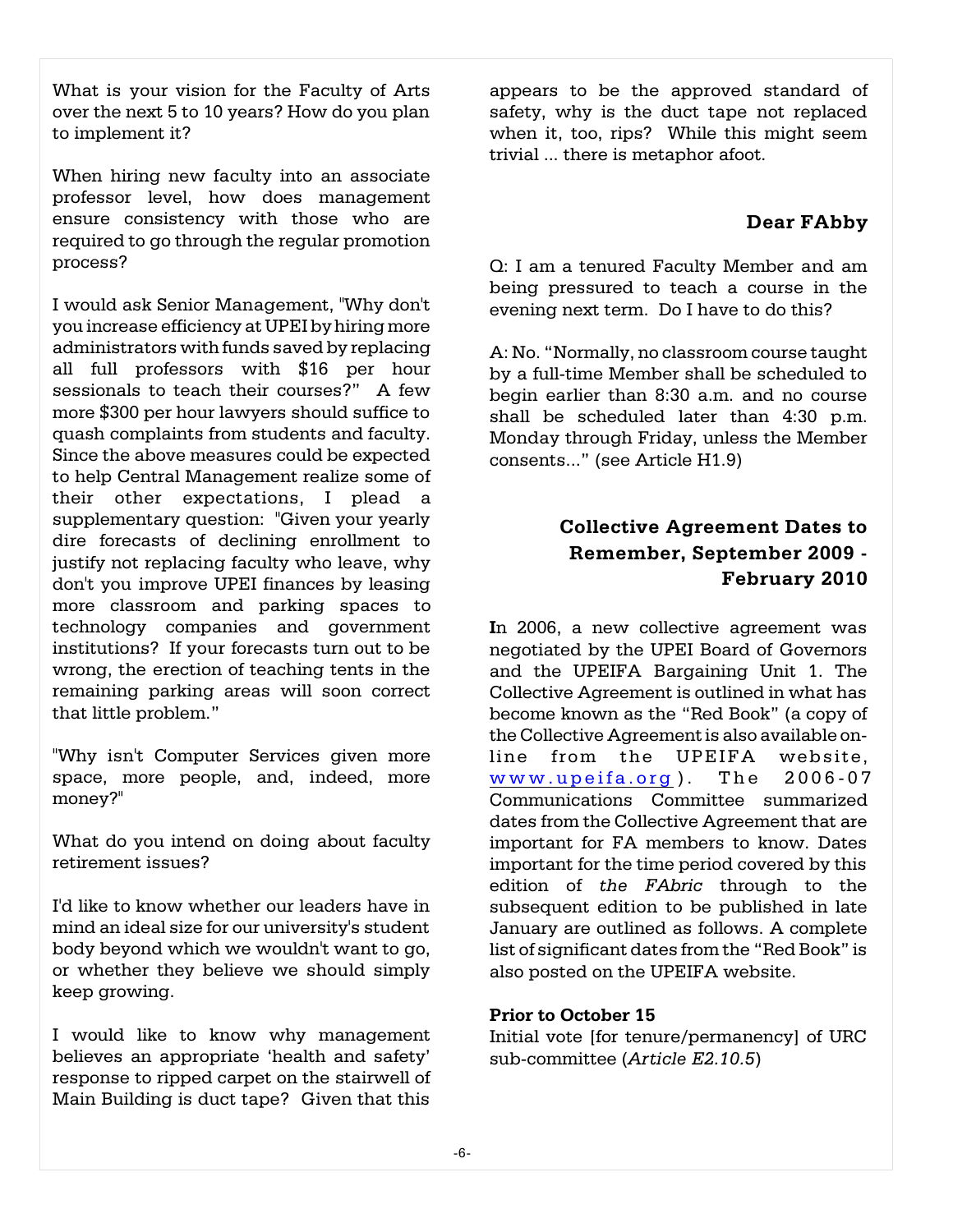What is your vision for the Faculty of Arts over the next 5 to 10 years? How do you plan to implement it?

When hiring new faculty into an associate professor level, how does management ensure consistency with those who are required to go through the regular promotion process?

I would ask Senior Management, "Why don't you increase efficiency at UPEI by hiring more administrators with funds saved by replacing all full professors with $16 per hour sessionals to teach their courses?" A few more $300 per hour lawyers should suffice to quash complaints from students and faculty. Since the above measures could be expected to help Central Management realize some of their other expectations, I plead a supplementary question: "Given your yearly dire forecasts of declining enrollment to justify not replacing faculty who leave, why don't you improve UPEI finances by leasing more classroom and parking spaces to technology companies and government institutions? If your forecasts turn out to be wrong, the erection of teaching tents in the remaining parking areas will soon correct that little problem."

"Why isn't Computer Services given more space, more people, and, indeed, more money?"

What do you intend on doing about faculty retirement issues?

I'd like to know whether our leaders have in mind an ideal size for our university's student body beyond which we wouldn't want to go, or whether they believe we should simply keep growing.

I would like to know why management believes an appropriate 'health and safety' response to ripped carpet on the stairwell of Main Building is duct tape? Given that this appears to be the approved standard of safety, why is the duct tape not replaced when it, too, rips? While this might seem trivial ... there is metaphor afoot.

## Dear FAbby

Q: I am a tenured Faculty Member and am being pressured to teach a course in the evening next term. Do I have to do this?

A: No. "Normally, no classroom course taught by a full-time Member shall be scheduled to begin earlier than 8:30 a.m. and no course shall be scheduled later than 4:30 p.m. Monday through Friday, unless the Member consents..." (see Article H1.9)

## Collective Agreement Dates to Remember, September 2009 - February 2010

**I**n 2006, a new collective agreement was negotiated by the UPEI Board of Governors and the UPEIFA Bargaining Unit 1. The Collective Agreement is outlined in what has become known as the "Red Book" (a copy of the Collective Agreement is also available on-line from the UPEIFA website, www.upeifa.org). The 2006-07 Communications Committee summarized dates from the Collective Agreement that are important for FA members to know. Dates important for the time period covered by this edition of *the FAbric* through to the subsequent edition to be published in late January are outlined as follows. A complete list of significant dates from the "Red Book" is also posted on the UPEIFA website.

**Prior to October 15**
Initial vote [for tenure/permanency] of URC sub-committee (*Article E2.10.5*)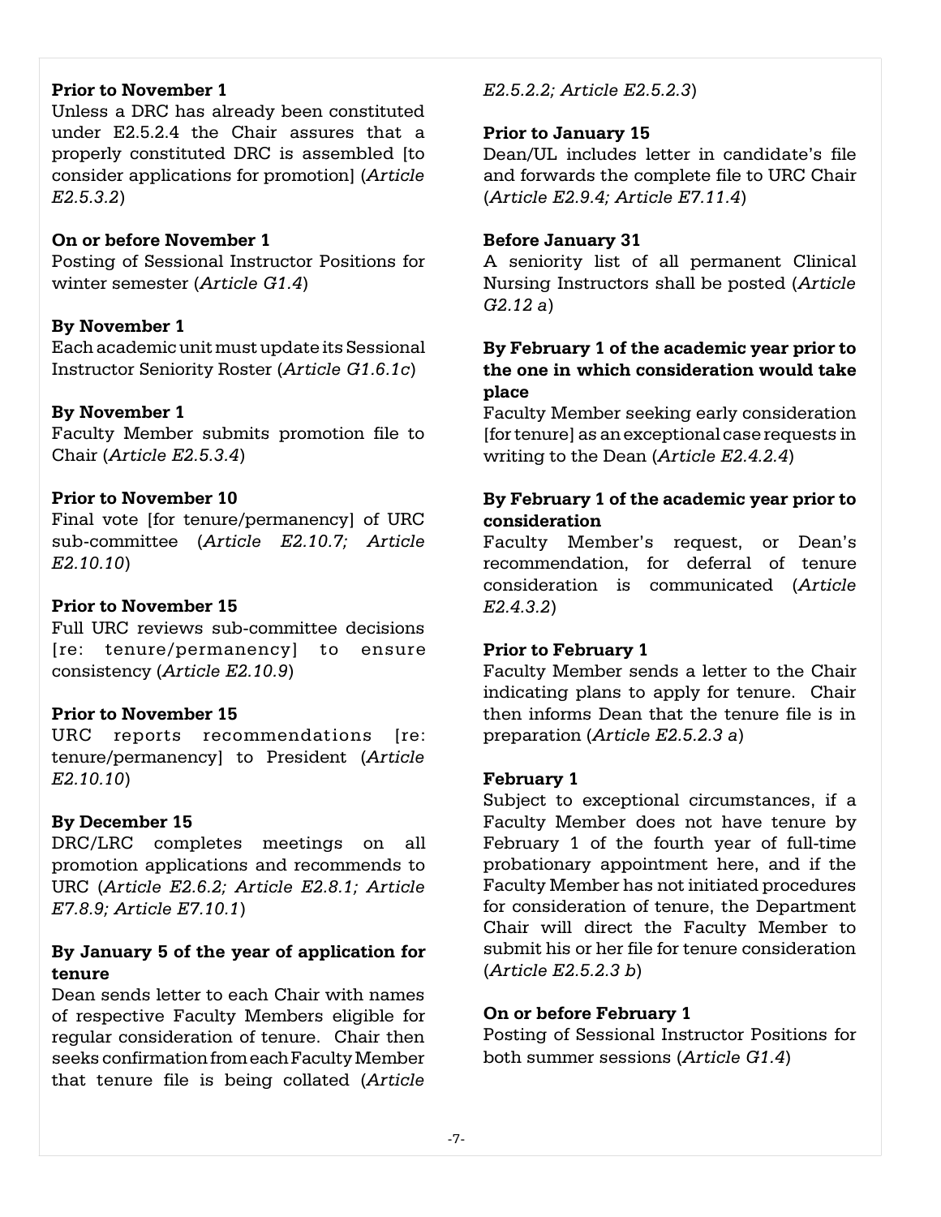**Prior to November 1**
Unless a DRC has already been constituted under E2.5.2.4 the Chair assures that a properly constituted DRC is assembled [to consider applications for promotion] (*Article E2.5.3.2*)

**On or before November 1**
Posting of Sessional Instructor Positions for winter semester (*Article G1.4*)

**By November 1**
Each academic unit must update its Sessional Instructor Seniority Roster (*Article G1.6.1c*)

**By November 1**
Faculty Member submits promotion file to Chair (*Article E2.5.3.4*)

**Prior to November 10**
Final vote [for tenure/permanency] of URC sub-committee (*Article E2.10.7; Article E2.10.10*)

**Prior to November 15**
Full URC reviews sub-committee decisions [re: tenure/permanency] to ensure consistency (*Article E2.10.9*)

**Prior to November 15**
URC reports recommendations [re: tenure/permanency] to President (*Article E2.10.10*)

**By December 15**
DRC/LRC completes meetings on all promotion applications and recommends to URC (*Article E2.6.2; Article E2.8.1; Article E7.8.9; Article E7.10.1*)

**By January 5 of the year of application for tenure**
Dean sends letter to each Chair with names of respective Faculty Members eligible for regular consideration of tenure. Chair then seeks confirmation from each Faculty Member that tenure file is being collated (*Article E2.5.2.2; Article E2.5.2.3*)

**Prior to January 15**
Dean/UL includes letter in candidate's file and forwards the complete file to URC Chair (*Article E2.9.4; Article E7.11.4*)

**Before January 31**
A seniority list of all permanent Clinical Nursing Instructors shall be posted (*Article G2.12 a*)

**By February 1 of the academic year prior to the one in which consideration would take place**
Faculty Member seeking early consideration [for tenure] as an exceptional case requests in writing to the Dean (*Article E2.4.2.4*)

**By February 1 of the academic year prior to consideration**
Faculty Member's request, or Dean's recommendation, for deferral of tenure consideration is communicated (*Article E2.4.3.2*)

**Prior to February 1**
Faculty Member sends a letter to the Chair indicating plans to apply for tenure. Chair then informs Dean that the tenure file is in preparation (*Article E2.5.2.3 a*)

**February 1**
Subject to exceptional circumstances, if a Faculty Member does not have tenure by February 1 of the fourth year of full-time probationary appointment here, and if the Faculty Member has not initiated procedures for consideration of tenure, the Department Chair will direct the Faculty Member to submit his or her file for tenure consideration (*Article E2.5.2.3 b*)

**On or before February 1**
Posting of Sessional Instructor Positions for both summer sessions (*Article G1.4*)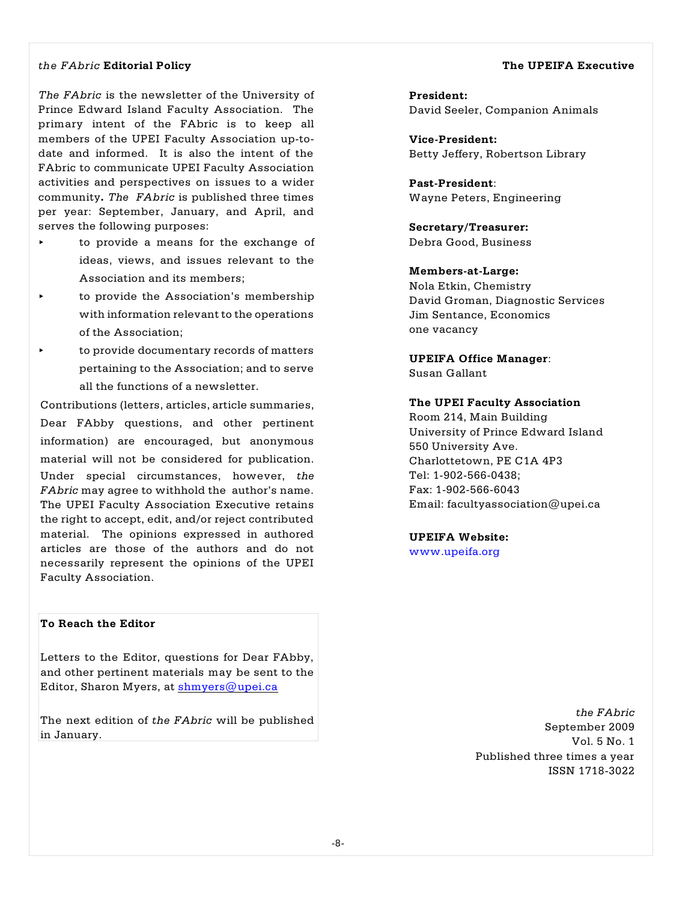## *the FAbric* Editorial Policy

*The FAbric* is the newsletter of the University of Prince Edward Island Faculty Association. The primary intent of the FAbric is to keep all members of the UPEI Faculty Association up-to-date and informed. It is also the intent of the FAbric to communicate UPEI Faculty Association activities and perspectives on issues to a wider community. *The FAbric* is published three times per year: September, January, and April, and serves the following purposes:

- to provide a means for the exchange of ideas, views, and issues relevant to the Association and its members;
- to provide the Association's membership with information relevant to the operations of the Association;
- to provide documentary records of matters pertaining to the Association; and to serve all the functions of a newsletter.

Contributions (letters, articles, article summaries, Dear FAbby questions, and other pertinent information) are encouraged, but anonymous material will not be considered for publication. Under special circumstances, however, *the FAbric* may agree to withhold the author's name. The UPEI Faculty Association Executive retains the right to accept, edit, and/or reject contributed material. The opinions expressed in authored articles are those of the authors and do not necessarily represent the opinions of the UPEI Faculty Association.

### To Reach the Editor

Letters to the Editor, questions for Dear FAbby, and other pertinent materials may be sent to the Editor, Sharon Myers, at shmyers@upei.ca

The next edition of *the FAbric* will be published in January.

## The UPEIFA Executive

**President:**
David Seeler, Companion Animals

**Vice-President:**
Betty Jeffery, Robertson Library

**Past-President**:
Wayne Peters, Engineering

**Secretary/Treasurer:**
Debra Good, Business

**Members-at-Large:**
Nola Etkin, Chemistry
David Groman, Diagnostic Services
Jim Sentance, Economics
one vacancy

**UPEIFA Office Manager**:
Susan Gallant

**The UPEI Faculty Association**
Room 214, Main Building
University of Prince Edward Island
550 University Ave.
Charlottetown, PE C1A 4P3
Tel: 1-902-566-0438;
Fax: 1-902-566-6043
Email: facultyassociation@upei.ca

**UPEIFA Website:**
www.upeifa.org

*the FAbric*
September 2009
Vol. 5 No. 1
Published three times a year
ISSN 1718-3022